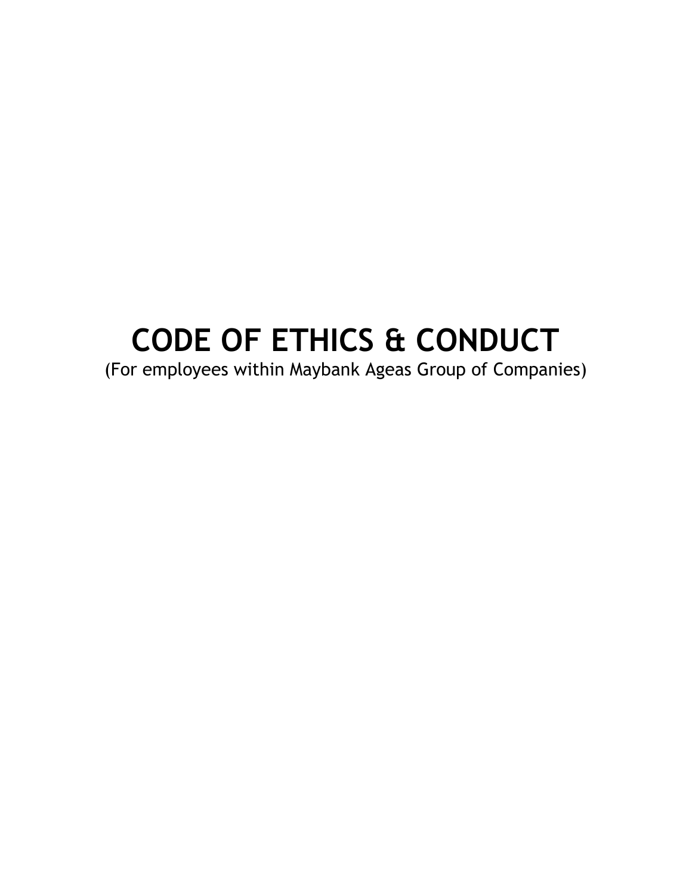# CODE OF ETHICS & CONDUCT

(For employees within Maybank Ageas Group of Companies)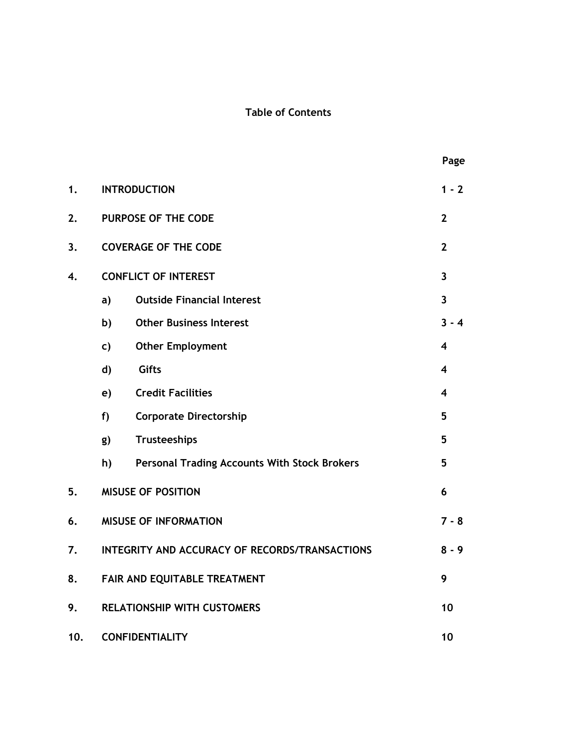**Table of Contents**

| | | | Page |
|---|---|---|---|
| 1. | INTRODUCTION | | 1 - 2 |
| 2. | PURPOSE OF THE CODE | | 2 |
| 3. | COVERAGE OF THE CODE | | 2 |
| 4. | CONFLICT OF INTEREST | | 3 |
| | a) | Outside Financial Interest | 3 |
| | b) | Other Business Interest | 3 - 4 |
| | c) | Other Employment | 4 |
| | d) | Gifts | 4 |
| | e) | Credit Facilities | 4 |
| | f) | Corporate Directorship | 5 |
| | g) | Trusteeships | 5 |
| | h) | Personal Trading Accounts With Stock Brokers | 5 |
| 5. | MISUSE OF POSITION | | 6 |
| 6. | MISUSE OF INFORMATION | | 7 - 8 |
| 7. | INTEGRITY AND ACCURACY OF RECORDS/TRANSACTIONS | | 8 - 9 |
| 8. | FAIR AND EQUITABLE TREATMENT | | 9 |
| 9. | RELATIONSHIP WITH CUSTOMERS | | 10 |
| 10. | CONFIDENTIALITY | | 10 |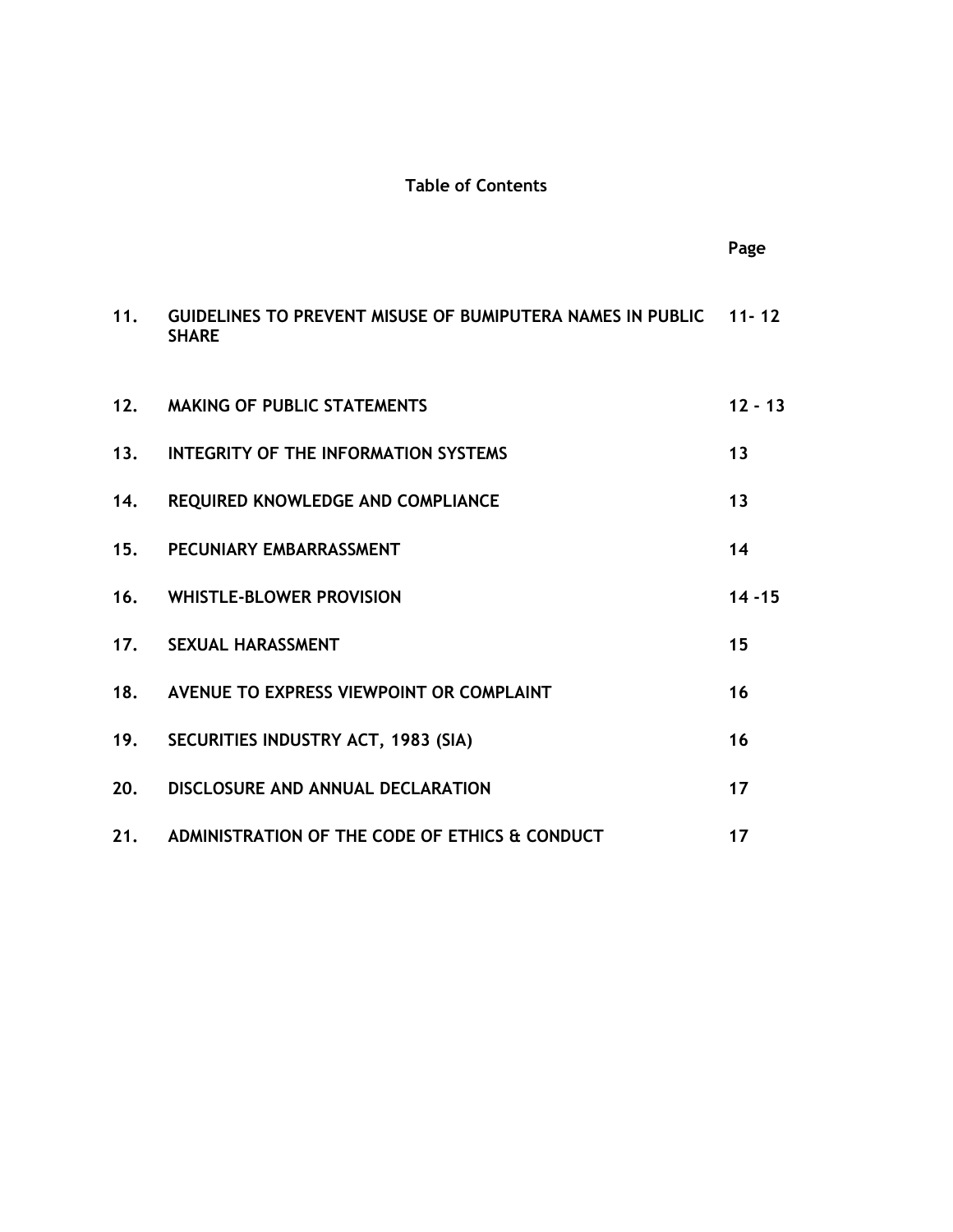**Table of Contents**

| | | Page |
|---|---|---|
| 11. | GUIDELINES TO PREVENT MISUSE OF BUMIPUTERA NAMES IN PUBLIC SHARE | 11- 12 |
| 12. | MAKING OF PUBLIC STATEMENTS | 12 - 13 |
| 13. | INTEGRITY OF THE INFORMATION SYSTEMS | 13 |
| 14. | REQUIRED KNOWLEDGE AND COMPLIANCE | 13 |
| 15. | PECUNIARY EMBARRASSMENT | 14 |
| 16. | WHISTLE-BLOWER PROVISION | 14 -15 |
| 17. | SEXUAL HARASSMENT | 15 |
| 18. | AVENUE TO EXPRESS VIEWPOINT OR COMPLAINT | 16 |
| 19. | SECURITIES INDUSTRY ACT, 1983 (SIA) | 16 |
| 20. | DISCLOSURE AND ANNUAL DECLARATION | 17 |
| 21. | ADMINISTRATION OF THE CODE OF ETHICS & CONDUCT | 17 |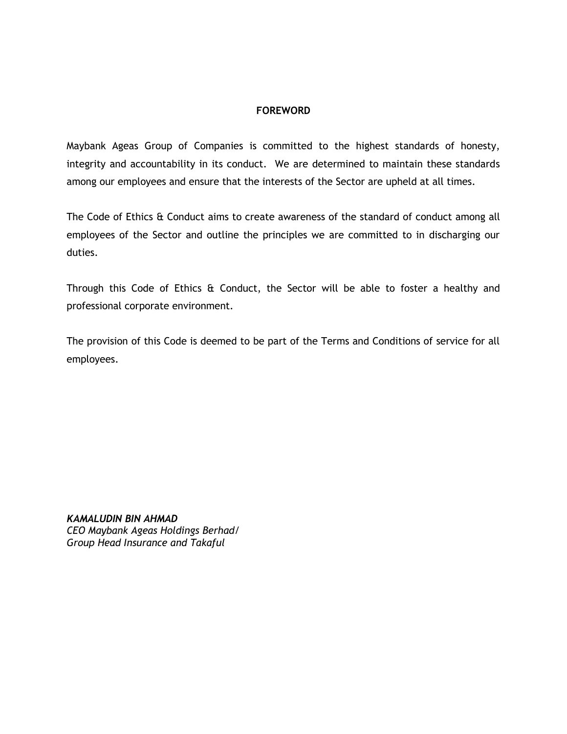## FOREWORD

Maybank Ageas Group of Companies is committed to the highest standards of honesty, integrity and accountability in its conduct. We are determined to maintain these standards among our employees and ensure that the interests of the Sector are upheld at all times.

The Code of Ethics & Conduct aims to create awareness of the standard of conduct among all employees of the Sector and outline the principles we are committed to in discharging our duties.

Through this Code of Ethics & Conduct, the Sector will be able to foster a healthy and professional corporate environment.

The provision of this Code is deemed to be part of the Terms and Conditions of service for all employees.

***KAMALUDIN BIN AHMAD***
*CEO Maybank Ageas Holdings Berhad/*
*Group Head Insurance and Takaful*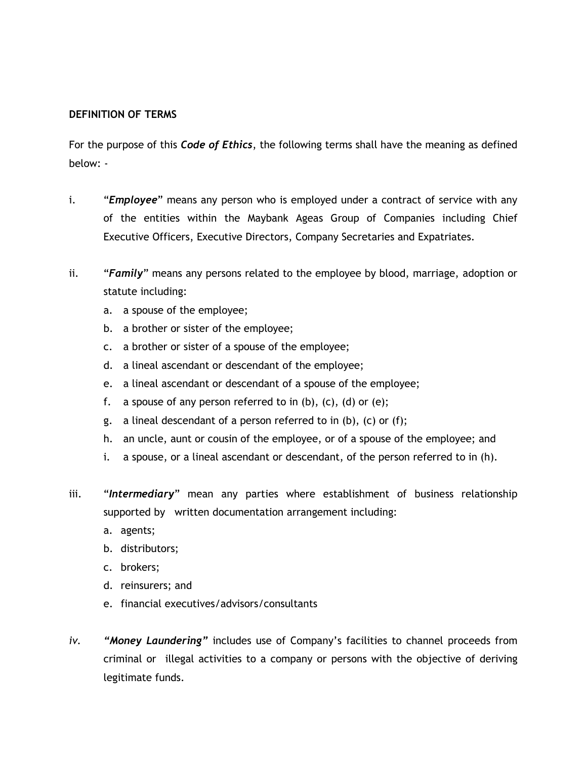**DEFINITION OF TERMS**

For the purpose of this ***Code of Ethics***, the following terms shall have the meaning as defined below: -

i. "***Employee***" means any person who is employed under a contract of service with any of the entities within the Maybank Ageas Group of Companies including Chief Executive Officers, Executive Directors, Company Secretaries and Expatriates.

ii. "***Family***" means any persons related to the employee by blood, marriage, adoption or statute including:
   a. a spouse of the employee;
   b. a brother or sister of the employee;
   c. a brother or sister of a spouse of the employee;
   d. a lineal ascendant or descendant of the employee;
   e. a lineal ascendant or descendant of a spouse of the employee;
   f. a spouse of any person referred to in (b), (c), (d) or (e);
   g. a lineal descendant of a person referred to in (b), (c) or (f);
   h. an uncle, aunt or cousin of the employee, or of a spouse of the employee; and
   i. a spouse, or a lineal ascendant or descendant, of the person referred to in (h).

iii. "***Intermediary***" mean any parties where establishment of business relationship supported by written documentation arrangement including:
   a. agents;
   b. distributors;
   c. brokers;
   d. reinsurers; and
   e. financial executives/advisors/consultants

*iv.* ***"Money Laundering"*** includes use of Company's facilities to channel proceeds from criminal or illegal activities to a company or persons with the objective of deriving legitimate funds.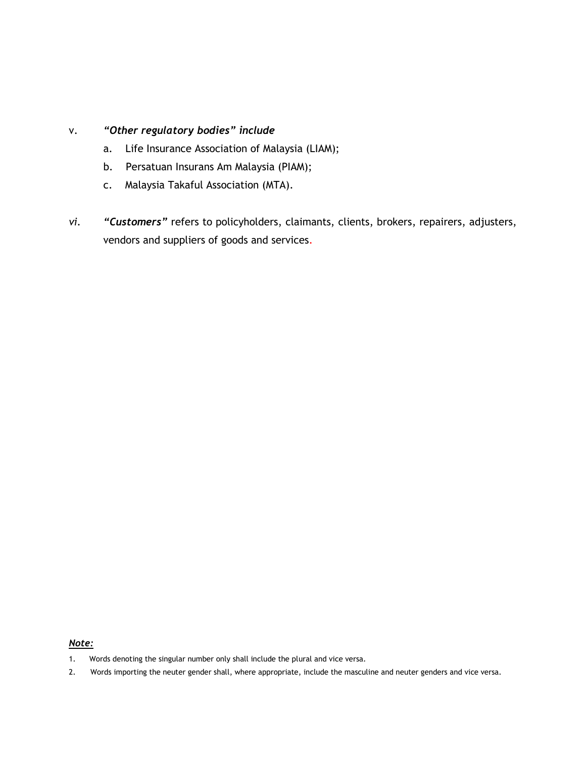v. ***"Other regulatory bodies" include***

   a. Life Insurance Association of Malaysia (LIAM);

   b. Persatuan Insurans Am Malaysia (PIAM);

   c. Malaysia Takaful Association (MTA).

*vi.* ***"Customers"*** refers to policyholders, claimants, clients, brokers, repairers, adjusters, vendors and suppliers of goods and services.

***Note:***

1. Words denoting the singular number only shall include the plural and vice versa.
2. Words importing the neuter gender shall, where appropriate, include the masculine and neuter genders and vice versa.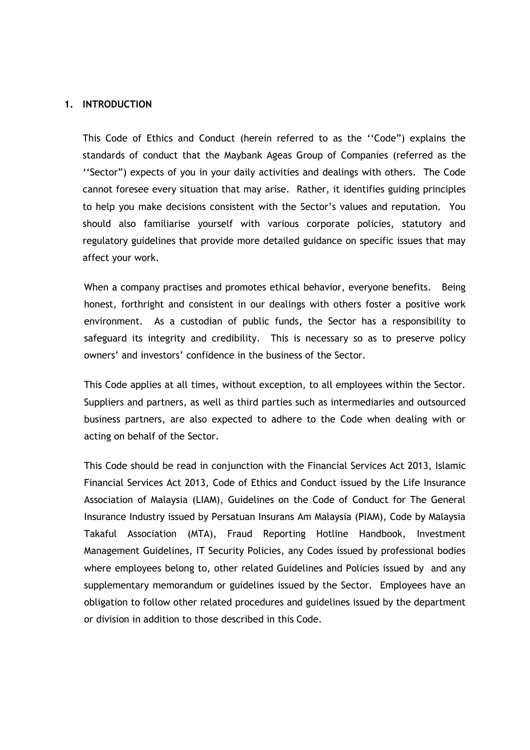## 1. INTRODUCTION

This Code of Ethics and Conduct (herein referred to as the ''Code") explains the standards of conduct that the Maybank Ageas Group of Companies (referred as the ''Sector") expects of you in your daily activities and dealings with others. The Code cannot foresee every situation that may arise. Rather, it identifies guiding principles to help you make decisions consistent with the Sector's values and reputation. You should also familiarise yourself with various corporate policies, statutory and regulatory guidelines that provide more detailed guidance on specific issues that may affect your work.

When a company practises and promotes ethical behavior, everyone benefits. Being honest, forthright and consistent in our dealings with others foster a positive work environment. As a custodian of public funds, the Sector has a responsibility to safeguard its integrity and credibility. This is necessary so as to preserve policy owners' and investors' confidence in the business of the Sector.

This Code applies at all times, without exception, to all employees within the Sector. Suppliers and partners, as well as third parties such as intermediaries and outsourced business partners, are also expected to adhere to the Code when dealing with or acting on behalf of the Sector.

This Code should be read in conjunction with the Financial Services Act 2013, Islamic Financial Services Act 2013, Code of Ethics and Conduct issued by the Life Insurance Association of Malaysia (LIAM), Guidelines on the Code of Conduct for The General Insurance Industry issued by Persatuan Insurans Am Malaysia (PIAM), Code by Malaysia Takaful Association (MTA), Fraud Reporting Hotline Handbook, Investment Management Guidelines, IT Security Policies, any Codes issued by professional bodies where employees belong to, other related Guidelines and Policies issued by and any supplementary memorandum or guidelines issued by the Sector. Employees have an obligation to follow other related procedures and guidelines issued by the department or division in addition to those described in this Code.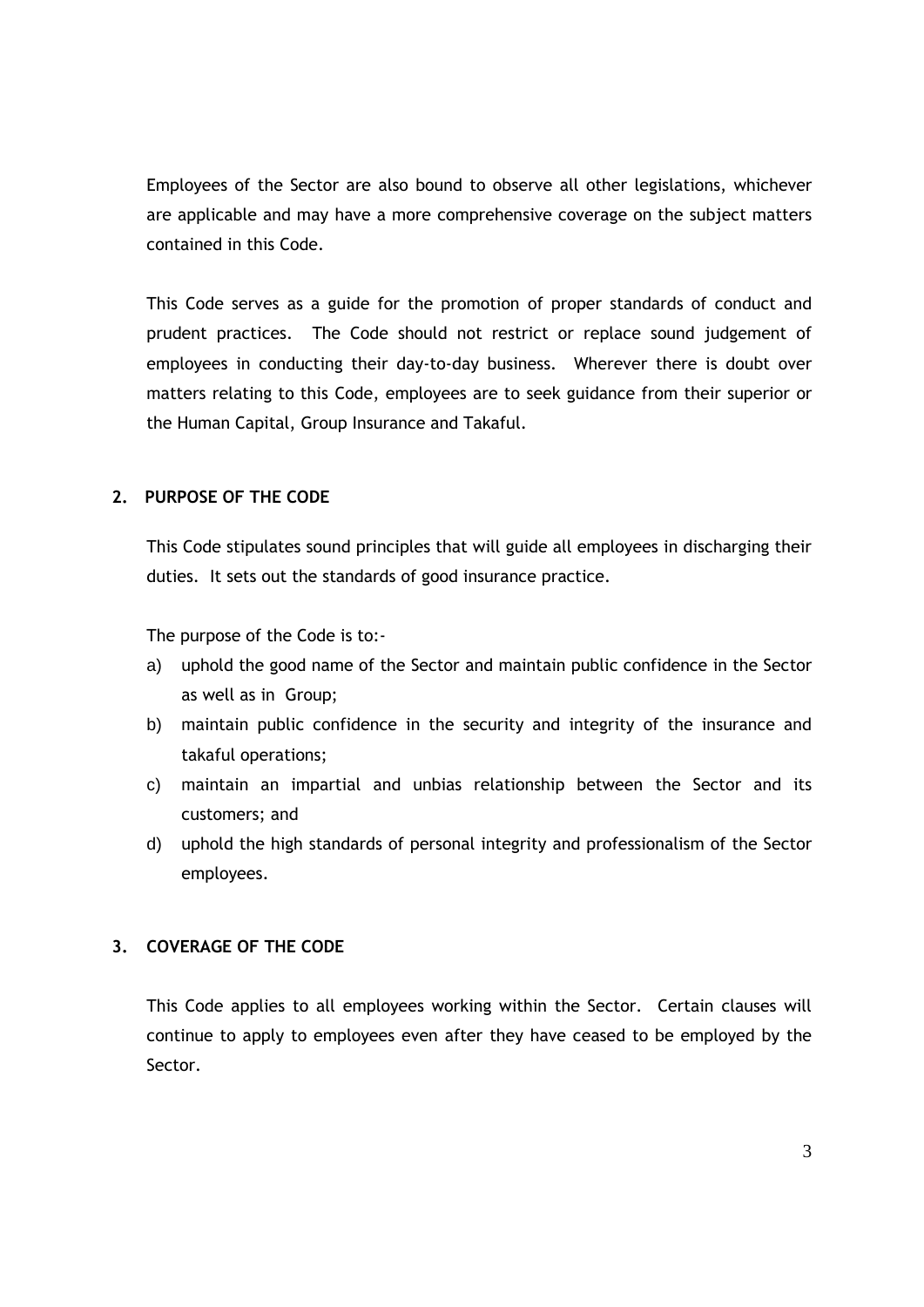Employees of the Sector are also bound to observe all other legislations, whichever are applicable and may have a more comprehensive coverage on the subject matters contained in this Code.

This Code serves as a guide for the promotion of proper standards of conduct and prudent practices. The Code should not restrict or replace sound judgement of employees in conducting their day-to-day business. Wherever there is doubt over matters relating to this Code, employees are to seek guidance from their superior or the Human Capital, Group Insurance and Takaful.

## 2. PURPOSE OF THE CODE

This Code stipulates sound principles that will guide all employees in discharging their duties. It sets out the standards of good insurance practice.

The purpose of the Code is to:-

a) uphold the good name of the Sector and maintain public confidence in the Sector as well as in Group;
b) maintain public confidence in the security and integrity of the insurance and takaful operations;
c) maintain an impartial and unbias relationship between the Sector and its customers; and
d) uphold the high standards of personal integrity and professionalism of the Sector employees.

## 3. COVERAGE OF THE CODE

This Code applies to all employees working within the Sector. Certain clauses will continue to apply to employees even after they have ceased to be employed by the Sector.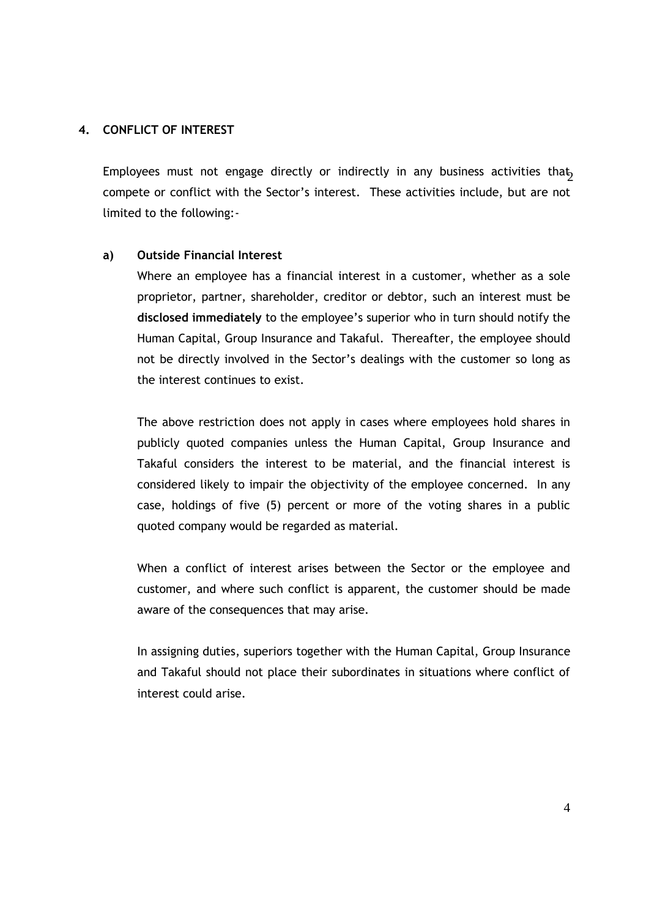## 4. CONFLICT OF INTEREST

Employees must not engage directly or indirectly in any business activities that compete or conflict with the Sector's interest. These activities include, but are not limited to the following:-

### a) Outside Financial Interest

Where an employee has a financial interest in a customer, whether as a sole proprietor, partner, shareholder, creditor or debtor, such an interest must be **disclosed immediately** to the employee's superior who in turn should notify the Human Capital, Group Insurance and Takaful. Thereafter, the employee should not be directly involved in the Sector's dealings with the customer so long as the interest continues to exist.

The above restriction does not apply in cases where employees hold shares in publicly quoted companies unless the Human Capital, Group Insurance and Takaful considers the interest to be material, and the financial interest is considered likely to impair the objectivity of the employee concerned. In any case, holdings of five (5) percent or more of the voting shares in a public quoted company would be regarded as material.

When a conflict of interest arises between the Sector or the employee and customer, and where such conflict is apparent, the customer should be made aware of the consequences that may arise.

In assigning duties, superiors together with the Human Capital, Group Insurance and Takaful should not place their subordinates in situations where conflict of interest could arise.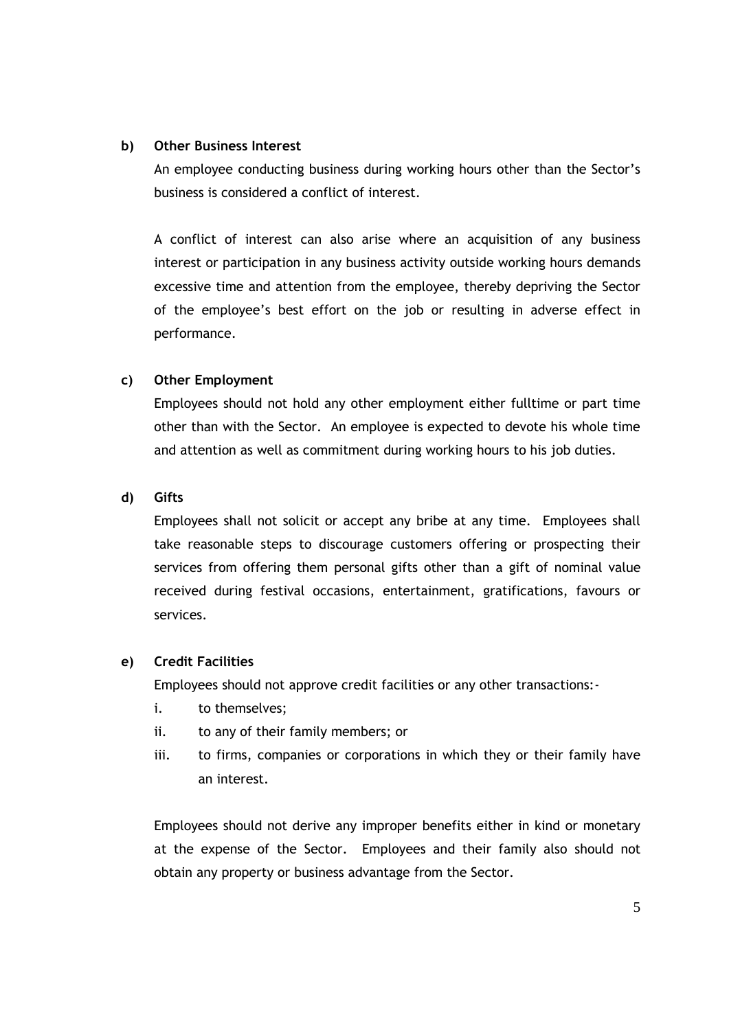**b) Other Business Interest**

An employee conducting business during working hours other than the Sector's business is considered a conflict of interest.

A conflict of interest can also arise where an acquisition of any business interest or participation in any business activity outside working hours demands excessive time and attention from the employee, thereby depriving the Sector of the employee's best effort on the job or resulting in adverse effect in performance.

**c) Other Employment**

Employees should not hold any other employment either fulltime or part time other than with the Sector. An employee is expected to devote his whole time and attention as well as commitment during working hours to his job duties.

**d) Gifts**

Employees shall not solicit or accept any bribe at any time. Employees shall take reasonable steps to discourage customers offering or prospecting their services from offering them personal gifts other than a gift of nominal value received during festival occasions, entertainment, gratifications, favours or services.

**e) Credit Facilities**

Employees should not approve credit facilities or any other transactions:-

i. to themselves;

ii. to any of their family members; or

iii. to firms, companies or corporations in which they or their family have an interest.

Employees should not derive any improper benefits either in kind or monetary at the expense of the Sector. Employees and their family also should not obtain any property or business advantage from the Sector.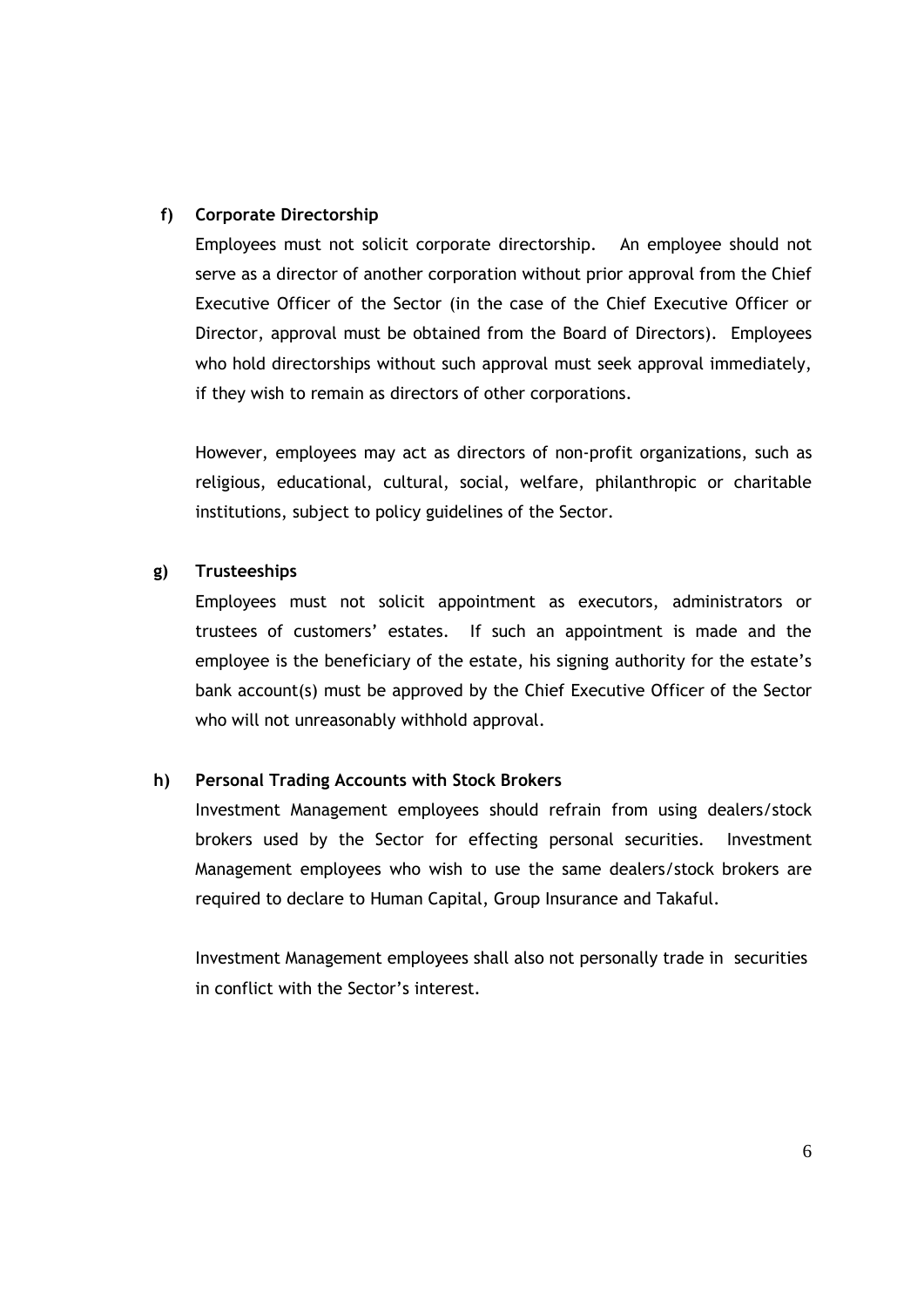**f) Corporate Directorship**

Employees must not solicit corporate directorship. An employee should not serve as a director of another corporation without prior approval from the Chief Executive Officer of the Sector (in the case of the Chief Executive Officer or Director, approval must be obtained from the Board of Directors). Employees who hold directorships without such approval must seek approval immediately, if they wish to remain as directors of other corporations.

However, employees may act as directors of non-profit organizations, such as religious, educational, cultural, social, welfare, philanthropic or charitable institutions, subject to policy guidelines of the Sector.

**g) Trusteeships**

Employees must not solicit appointment as executors, administrators or trustees of customers' estates. If such an appointment is made and the employee is the beneficiary of the estate, his signing authority for the estate's bank account(s) must be approved by the Chief Executive Officer of the Sector who will not unreasonably withhold approval.

**h) Personal Trading Accounts with Stock Brokers**

Investment Management employees should refrain from using dealers/stock brokers used by the Sector for effecting personal securities. Investment Management employees who wish to use the same dealers/stock brokers are required to declare to Human Capital, Group Insurance and Takaful.

Investment Management employees shall also not personally trade in securities in conflict with the Sector's interest.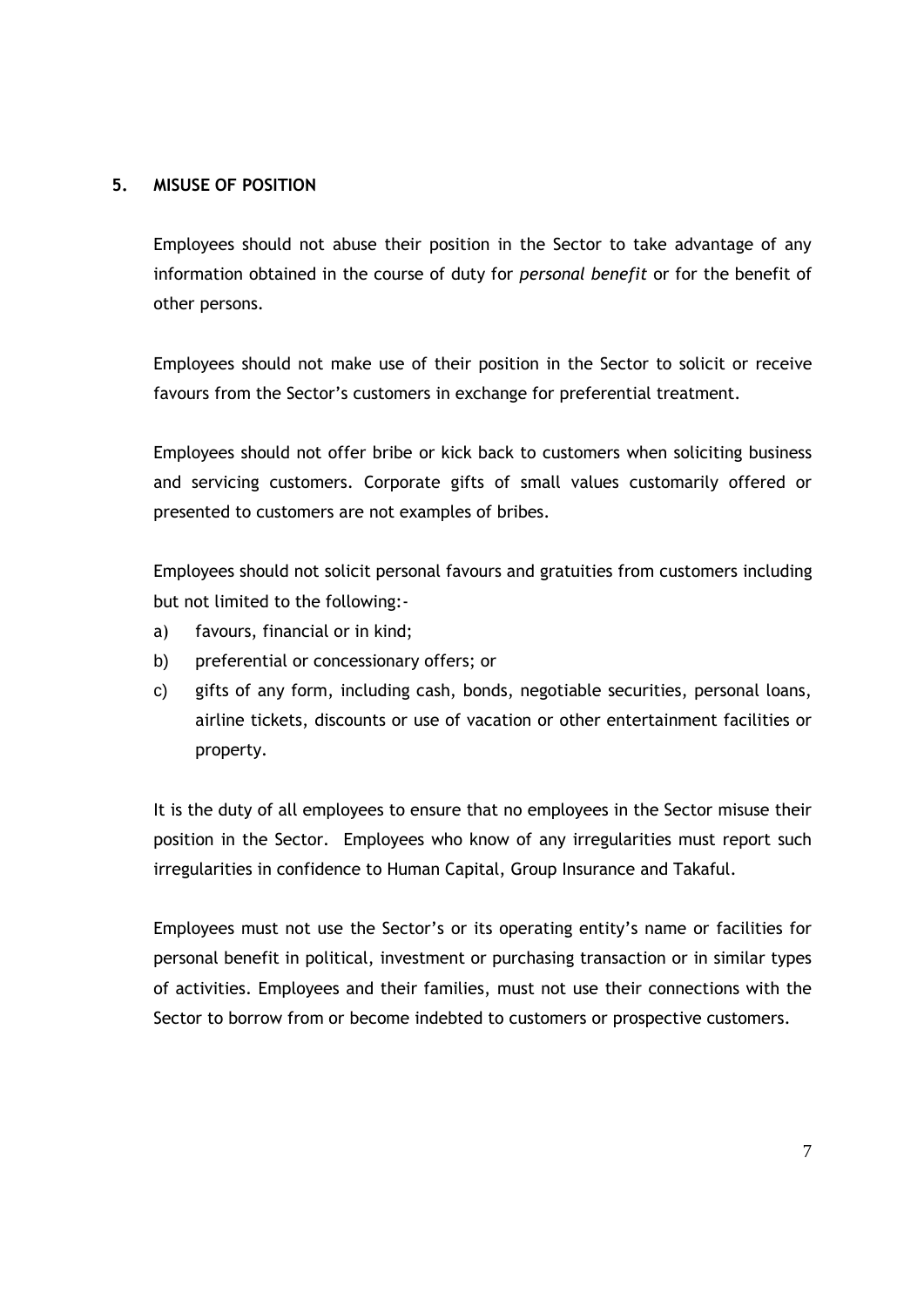## 5. MISUSE OF POSITION

Employees should not abuse their position in the Sector to take advantage of any information obtained in the course of duty for *personal benefit* or for the benefit of other persons.

Employees should not make use of their position in the Sector to solicit or receive favours from the Sector's customers in exchange for preferential treatment.

Employees should not offer bribe or kick back to customers when soliciting business and servicing customers. Corporate gifts of small values customarily offered or presented to customers are not examples of bribes.

Employees should not solicit personal favours and gratuities from customers including but not limited to the following:-

a) favours, financial or in kind;
b) preferential or concessionary offers; or
c) gifts of any form, including cash, bonds, negotiable securities, personal loans, airline tickets, discounts or use of vacation or other entertainment facilities or property.

It is the duty of all employees to ensure that no employees in the Sector misuse their position in the Sector. Employees who know of any irregularities must report such irregularities in confidence to Human Capital, Group Insurance and Takaful.

Employees must not use the Sector's or its operating entity's name or facilities for personal benefit in political, investment or purchasing transaction or in similar types of activities. Employees and their families, must not use their connections with the Sector to borrow from or become indebted to customers or prospective customers.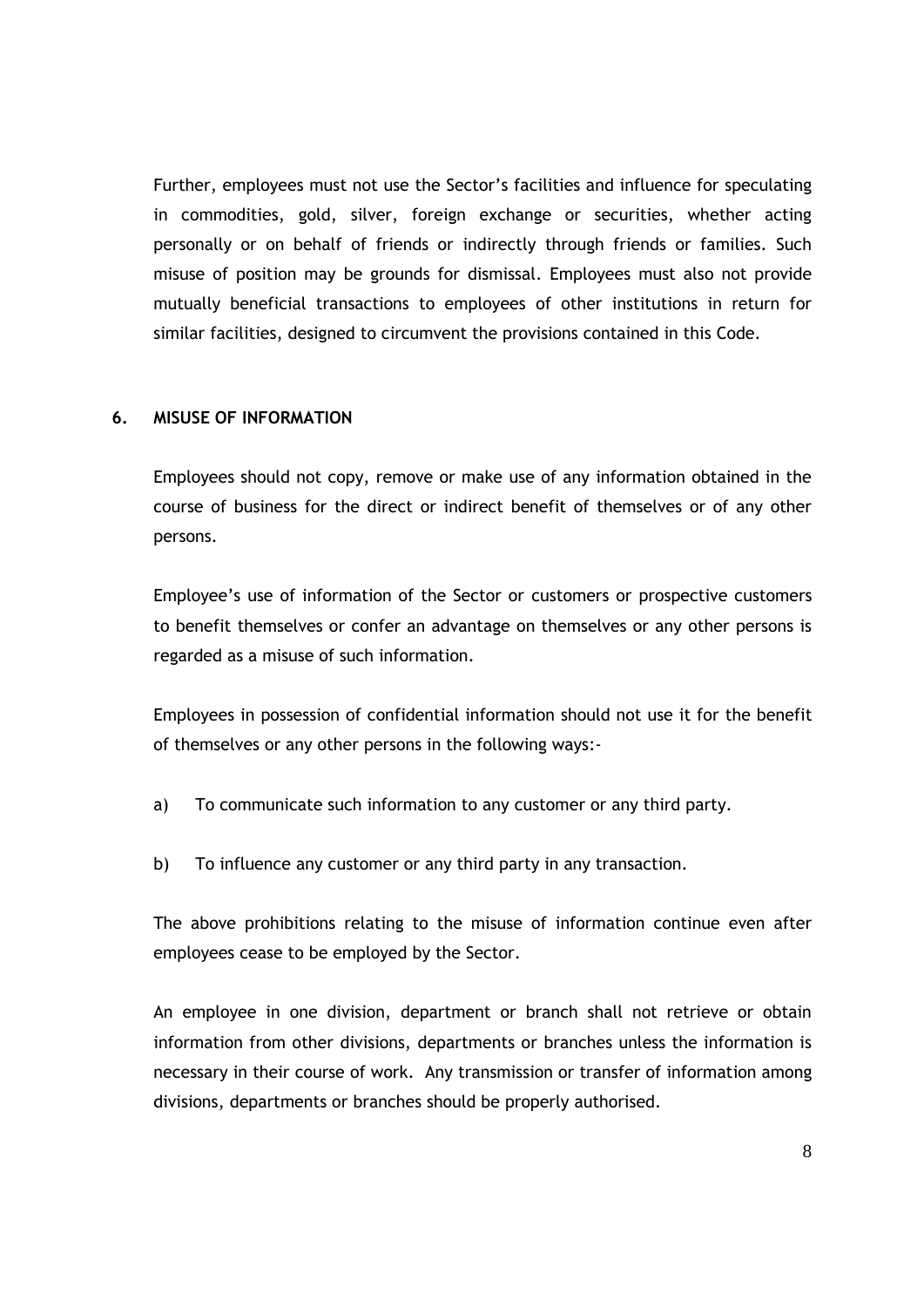Further, employees must not use the Sector's facilities and influence for speculating in commodities, gold, silver, foreign exchange or securities, whether acting personally or on behalf of friends or indirectly through friends or families. Such misuse of position may be grounds for dismissal. Employees must also not provide mutually beneficial transactions to employees of other institutions in return for similar facilities, designed to circumvent the provisions contained in this Code.

## 6. MISUSE OF INFORMATION

Employees should not copy, remove or make use of any information obtained in the course of business for the direct or indirect benefit of themselves or of any other persons.

Employee's use of information of the Sector or customers or prospective customers to benefit themselves or confer an advantage on themselves or any other persons is regarded as a misuse of such information.

Employees in possession of confidential information should not use it for the benefit of themselves or any other persons in the following ways:-

a) To communicate such information to any customer or any third party.

b) To influence any customer or any third party in any transaction.

The above prohibitions relating to the misuse of information continue even after employees cease to be employed by the Sector.

An employee in one division, department or branch shall not retrieve or obtain information from other divisions, departments or branches unless the information is necessary in their course of work. Any transmission or transfer of information among divisions, departments or branches should be properly authorised.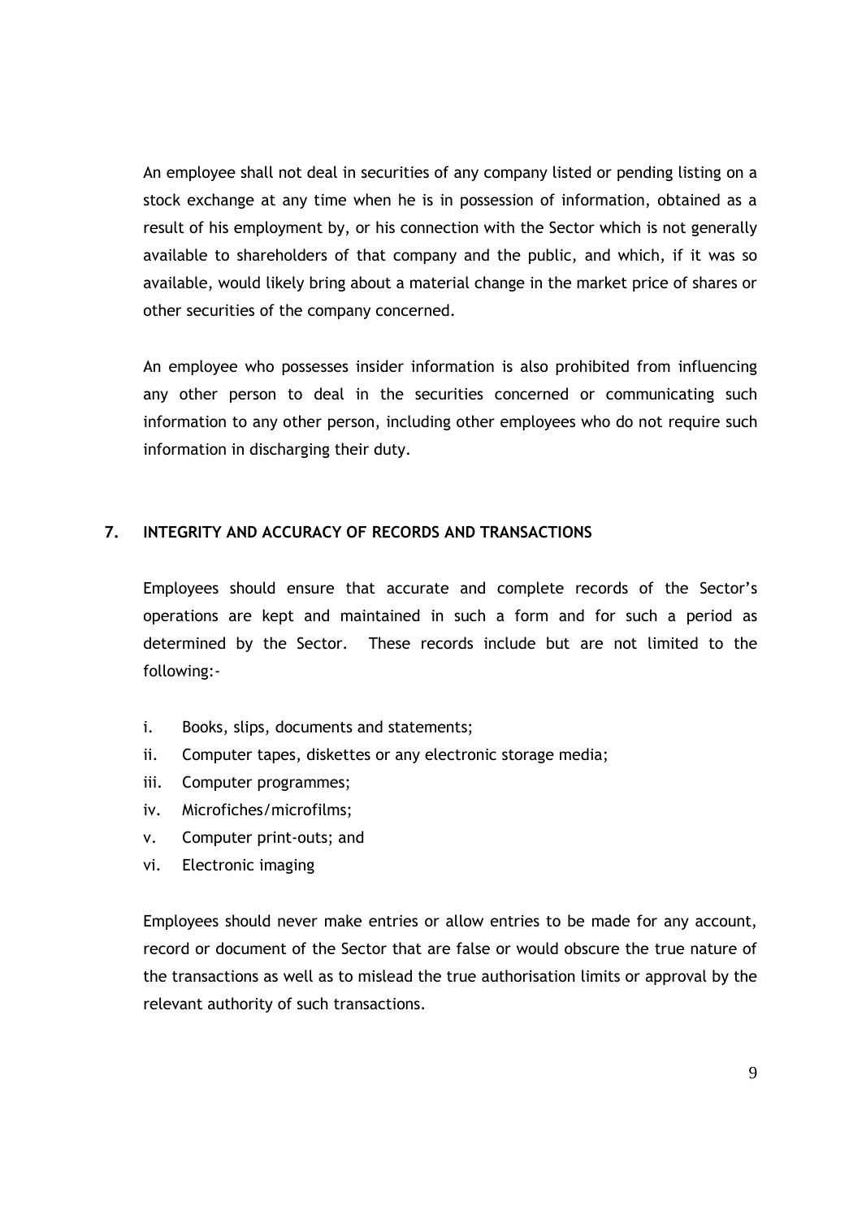An employee shall not deal in securities of any company listed or pending listing on a stock exchange at any time when he is in possession of information, obtained as a result of his employment by, or his connection with the Sector which is not generally available to shareholders of that company and the public, and which, if it was so available, would likely bring about a material change in the market price of shares or other securities of the company concerned.

An employee who possesses insider information is also prohibited from influencing any other person to deal in the securities concerned or communicating such information to any other person, including other employees who do not require such information in discharging their duty.

## 7. INTEGRITY AND ACCURACY OF RECORDS AND TRANSACTIONS

Employees should ensure that accurate and complete records of the Sector's operations are kept and maintained in such a form and for such a period as determined by the Sector. These records include but are not limited to the following:-

i. Books, slips, documents and statements;
ii. Computer tapes, diskettes or any electronic storage media;
iii. Computer programmes;
iv. Microfiches/microfilms;
v. Computer print-outs; and
vi. Electronic imaging

Employees should never make entries or allow entries to be made for any account, record or document of the Sector that are false or would obscure the true nature of the transactions as well as to mislead the true authorisation limits or approval by the relevant authority of such transactions.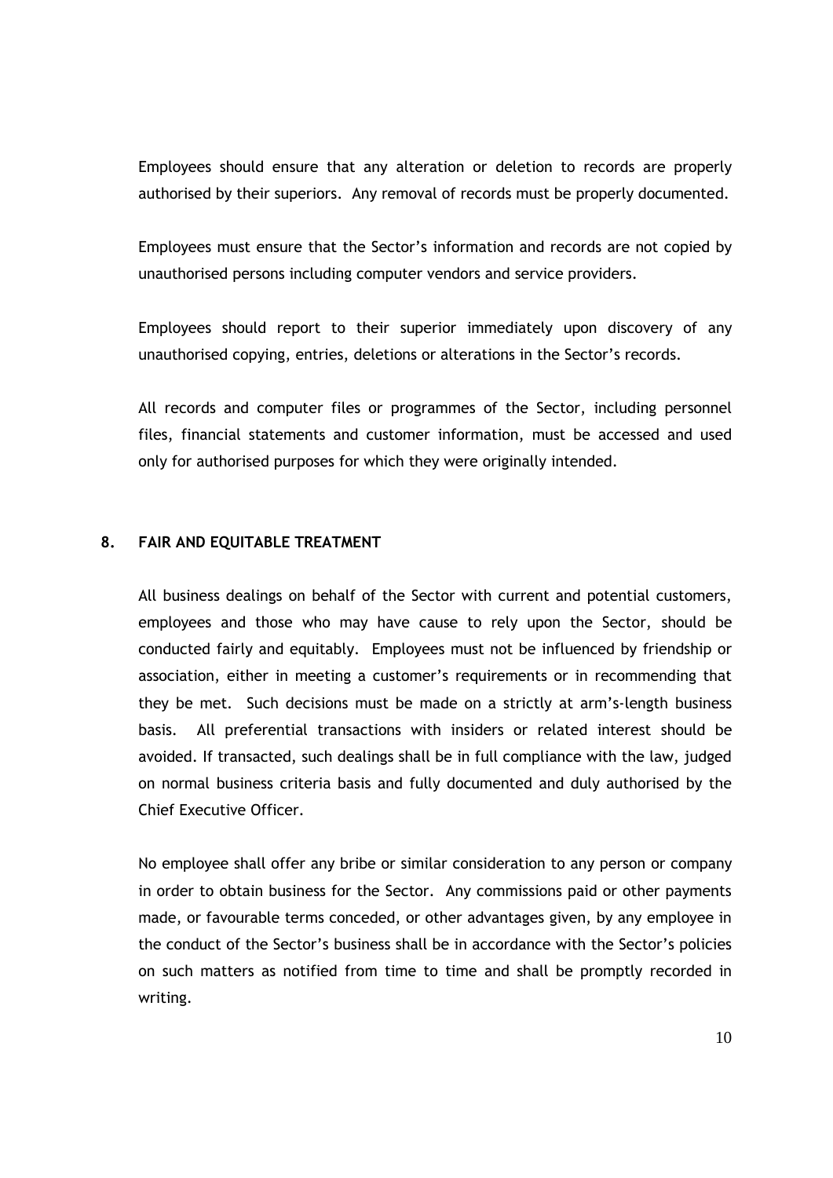Employees should ensure that any alteration or deletion to records are properly authorised by their superiors. Any removal of records must be properly documented.

Employees must ensure that the Sector's information and records are not copied by unauthorised persons including computer vendors and service providers.

Employees should report to their superior immediately upon discovery of any unauthorised copying, entries, deletions or alterations in the Sector's records.

All records and computer files or programmes of the Sector, including personnel files, financial statements and customer information, must be accessed and used only for authorised purposes for which they were originally intended.

## 8. FAIR AND EQUITABLE TREATMENT

All business dealings on behalf of the Sector with current and potential customers, employees and those who may have cause to rely upon the Sector, should be conducted fairly and equitably. Employees must not be influenced by friendship or association, either in meeting a customer's requirements or in recommending that they be met. Such decisions must be made on a strictly at arm's-length business basis. All preferential transactions with insiders or related interest should be avoided. If transacted, such dealings shall be in full compliance with the law, judged on normal business criteria basis and fully documented and duly authorised by the Chief Executive Officer.

No employee shall offer any bribe or similar consideration to any person or company in order to obtain business for the Sector. Any commissions paid or other payments made, or favourable terms conceded, or other advantages given, by any employee in the conduct of the Sector's business shall be in accordance with the Sector's policies on such matters as notified from time to time and shall be promptly recorded in writing.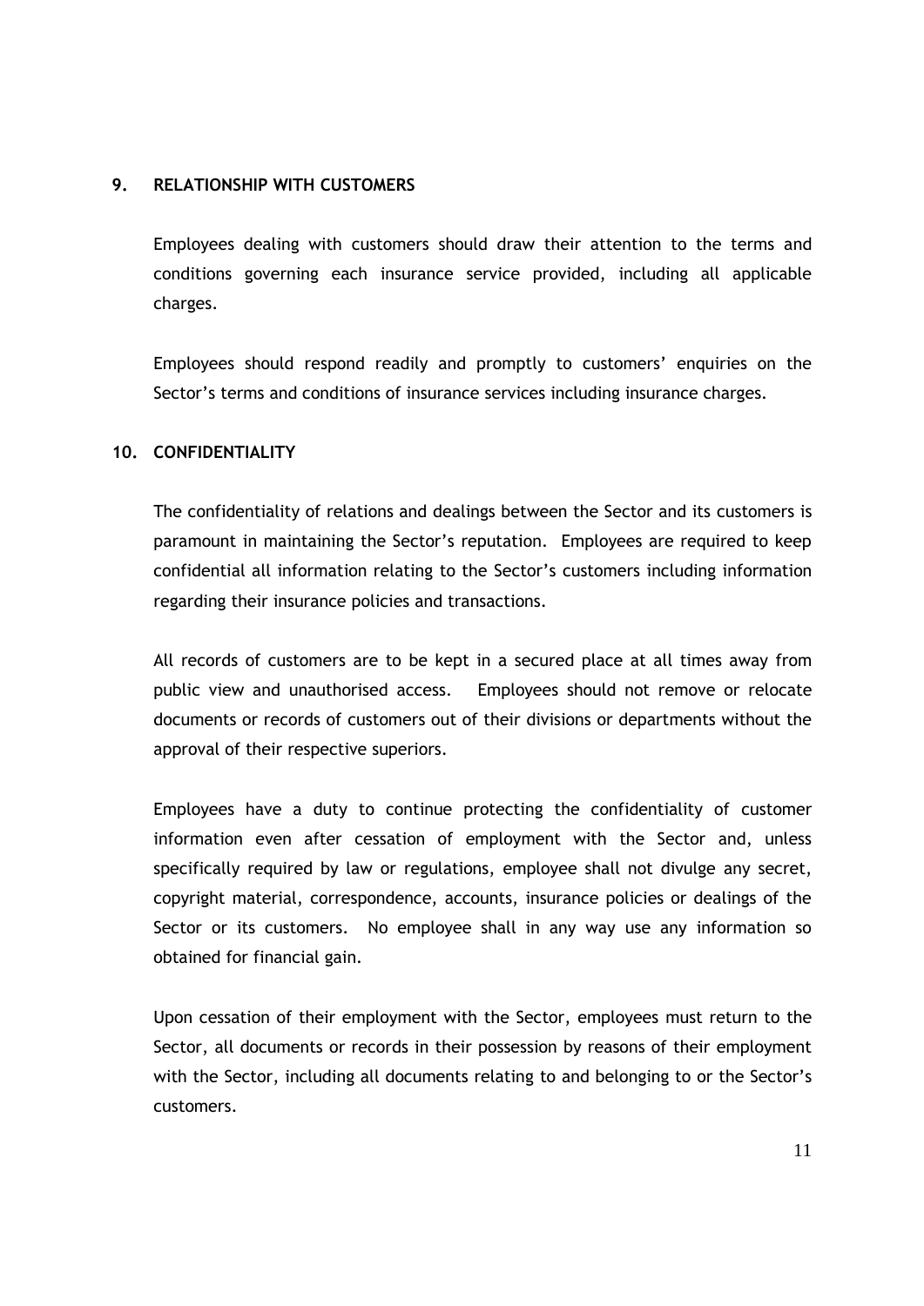## 9. RELATIONSHIP WITH CUSTOMERS

Employees dealing with customers should draw their attention to the terms and conditions governing each insurance service provided, including all applicable charges.

Employees should respond readily and promptly to customers' enquiries on the Sector's terms and conditions of insurance services including insurance charges.

## 10. CONFIDENTIALITY

The confidentiality of relations and dealings between the Sector and its customers is paramount in maintaining the Sector's reputation. Employees are required to keep confidential all information relating to the Sector's customers including information regarding their insurance policies and transactions.

All records of customers are to be kept in a secured place at all times away from public view and unauthorised access. Employees should not remove or relocate documents or records of customers out of their divisions or departments without the approval of their respective superiors.

Employees have a duty to continue protecting the confidentiality of customer information even after cessation of employment with the Sector and, unless specifically required by law or regulations, employee shall not divulge any secret, copyright material, correspondence, accounts, insurance policies or dealings of the Sector or its customers. No employee shall in any way use any information so obtained for financial gain.

Upon cessation of their employment with the Sector, employees must return to the Sector, all documents or records in their possession by reasons of their employment with the Sector, including all documents relating to and belonging to or the Sector's customers.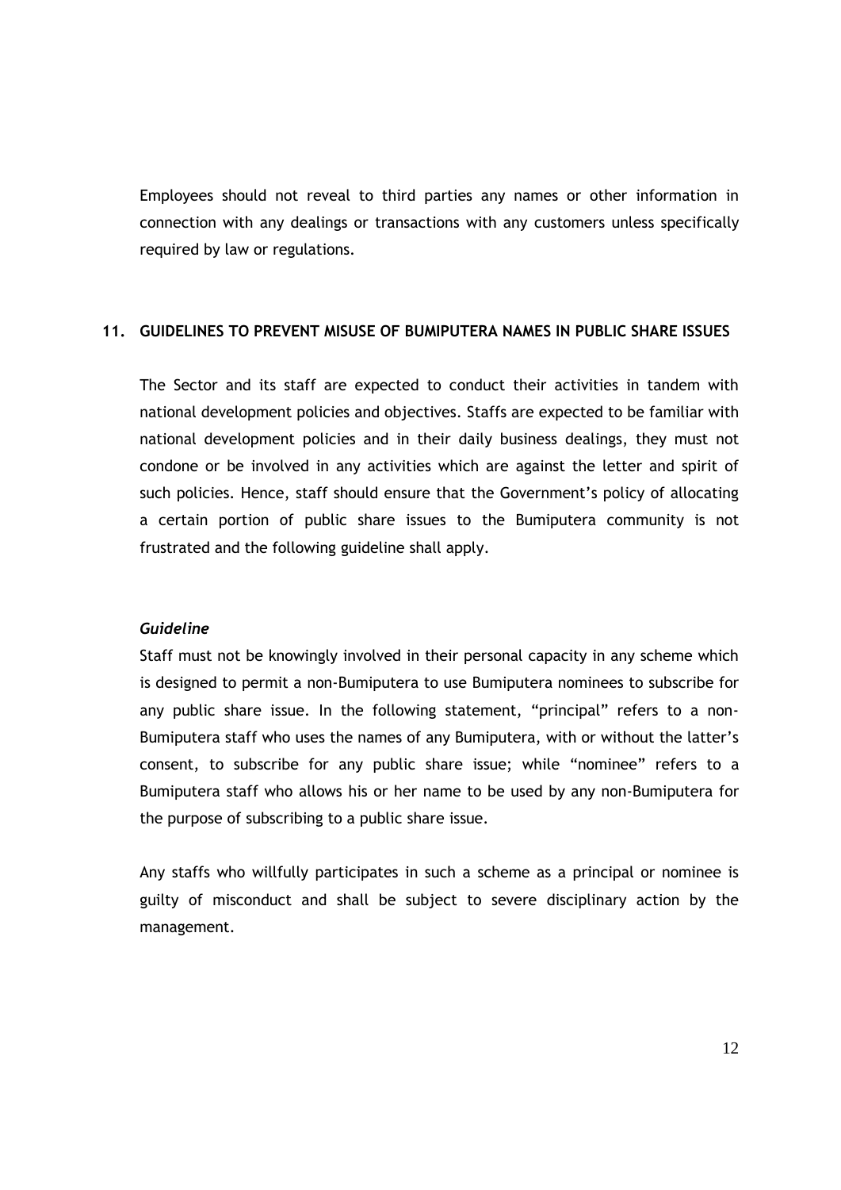Employees should not reveal to third parties any names or other information in connection with any dealings or transactions with any customers unless specifically required by law or regulations.

## 11. GUIDELINES TO PREVENT MISUSE OF BUMIPUTERA NAMES IN PUBLIC SHARE ISSUES

The Sector and its staff are expected to conduct their activities in tandem with national development policies and objectives. Staffs are expected to be familiar with national development policies and in their daily business dealings, they must not condone or be involved in any activities which are against the letter and spirit of such policies. Hence, staff should ensure that the Government's policy of allocating a certain portion of public share issues to the Bumiputera community is not frustrated and the following guideline shall apply.

***Guideline***

Staff must not be knowingly involved in their personal capacity in any scheme which is designed to permit a non-Bumiputera to use Bumiputera nominees to subscribe for any public share issue. In the following statement, "principal" refers to a non-Bumiputera staff who uses the names of any Bumiputera, with or without the latter's consent, to subscribe for any public share issue; while "nominee" refers to a Bumiputera staff who allows his or her name to be used by any non-Bumiputera for the purpose of subscribing to a public share issue.

Any staffs who willfully participates in such a scheme as a principal or nominee is guilty of misconduct and shall be subject to severe disciplinary action by the management.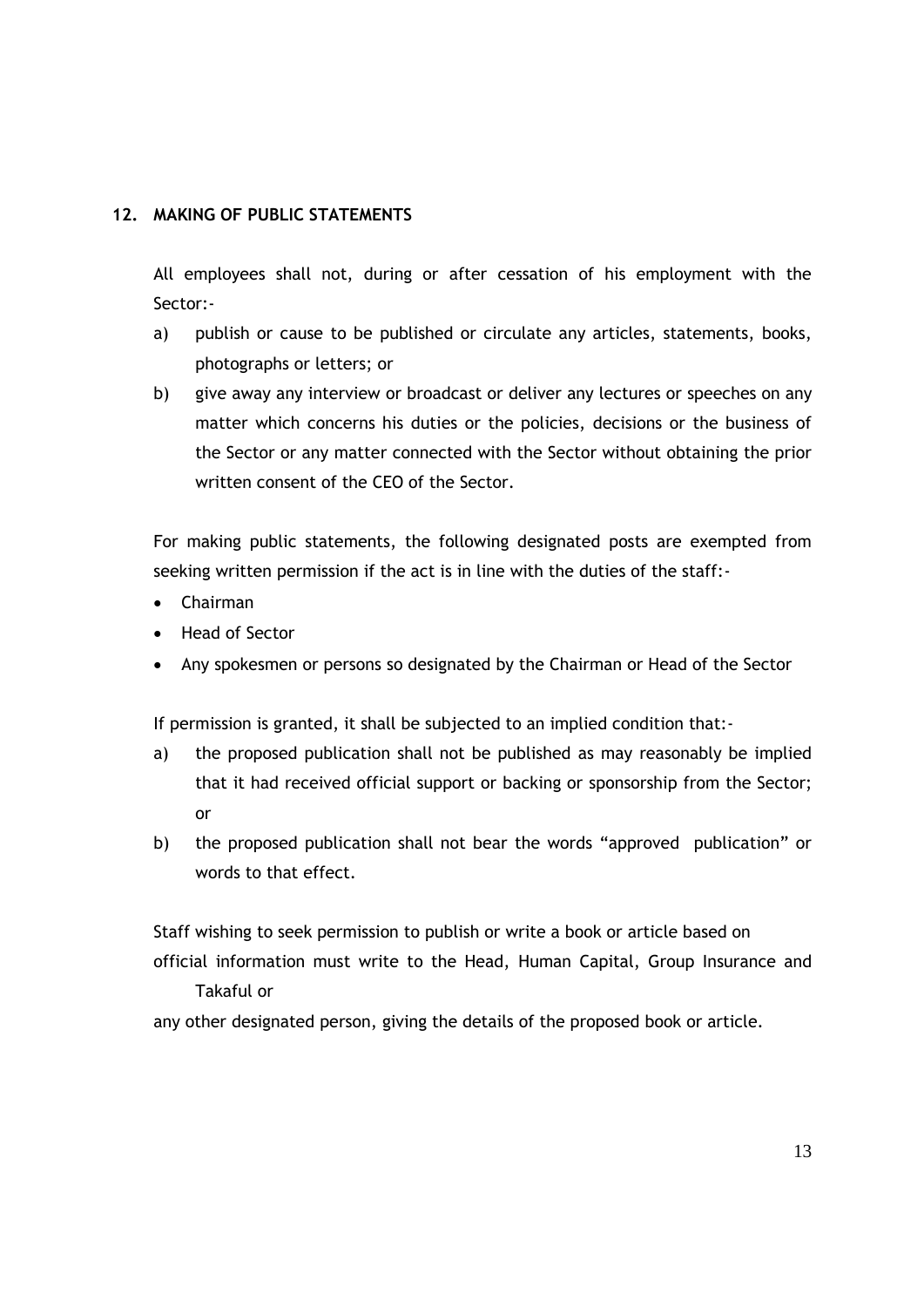## 12. MAKING OF PUBLIC STATEMENTS

All employees shall not, during or after cessation of his employment with the Sector:-

a) publish or cause to be published or circulate any articles, statements, books, photographs or letters; or
b) give away any interview or broadcast or deliver any lectures or speeches on any matter which concerns his duties or the policies, decisions or the business of the Sector or any matter connected with the Sector without obtaining the prior written consent of the CEO of the Sector.

For making public statements, the following designated posts are exempted from seeking written permission if the act is in line with the duties of the staff:-

- Chairman
- Head of Sector
- Any spokesmen or persons so designated by the Chairman or Head of the Sector

If permission is granted, it shall be subjected to an implied condition that:-

a) the proposed publication shall not be published as may reasonably be implied that it had received official support or backing or sponsorship from the Sector; or
b) the proposed publication shall not bear the words "approved publication" or words to that effect.

Staff wishing to seek permission to publish or write a book or article based on official information must write to the Head, Human Capital, Group Insurance and Takaful or any other designated person, giving the details of the proposed book or article.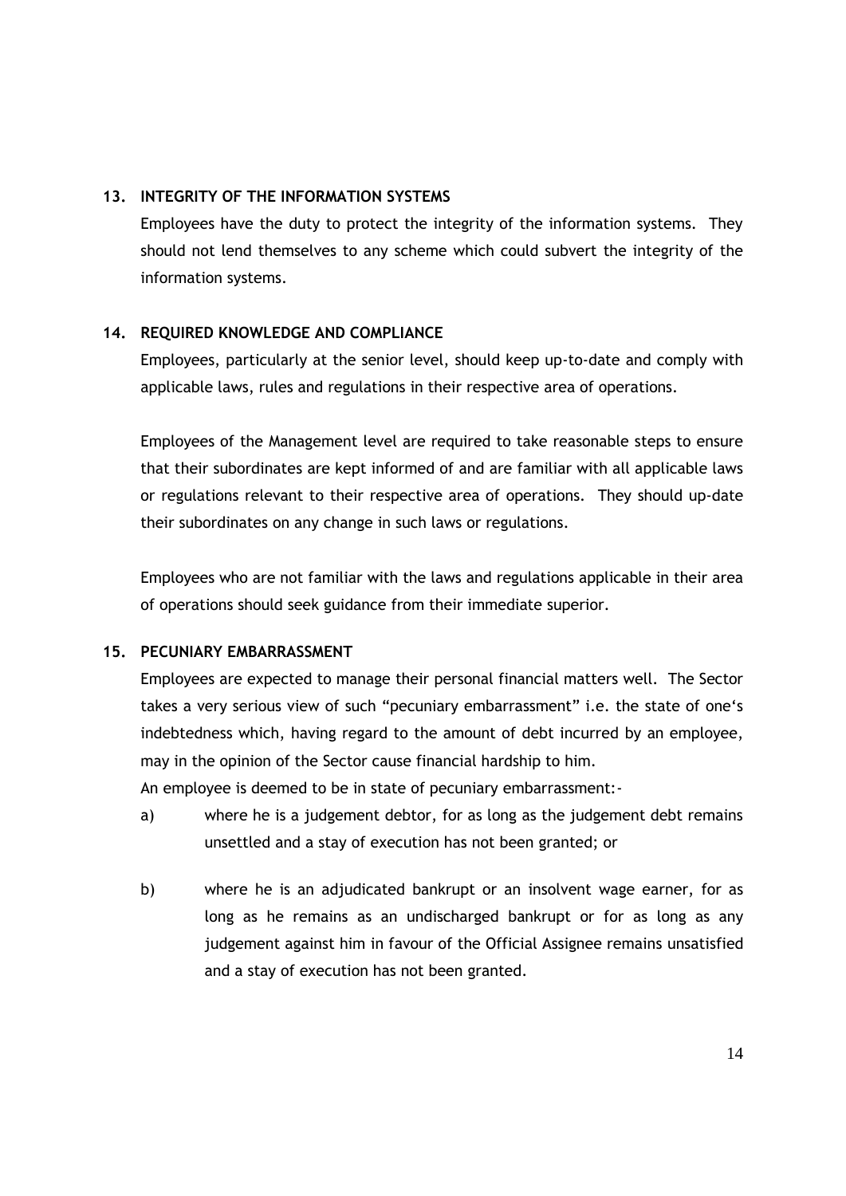## 13. INTEGRITY OF THE INFORMATION SYSTEMS

Employees have the duty to protect the integrity of the information systems. They should not lend themselves to any scheme which could subvert the integrity of the information systems.

## 14. REQUIRED KNOWLEDGE AND COMPLIANCE

Employees, particularly at the senior level, should keep up-to-date and comply with applicable laws, rules and regulations in their respective area of operations.

Employees of the Management level are required to take reasonable steps to ensure that their subordinates are kept informed of and are familiar with all applicable laws or regulations relevant to their respective area of operations. They should up-date their subordinates on any change in such laws or regulations.

Employees who are not familiar with the laws and regulations applicable in their area of operations should seek guidance from their immediate superior.

## 15. PECUNIARY EMBARRASSMENT

Employees are expected to manage their personal financial matters well. The Sector takes a very serious view of such "pecuniary embarrassment" i.e. the state of one's indebtedness which, having regard to the amount of debt incurred by an employee, may in the opinion of the Sector cause financial hardship to him.

An employee is deemed to be in state of pecuniary embarrassment:-

a) where he is a judgement debtor, for as long as the judgement debt remains unsettled and a stay of execution has not been granted; or

b) where he is an adjudicated bankrupt or an insolvent wage earner, for as long as he remains as an undischarged bankrupt or for as long as any judgement against him in favour of the Official Assignee remains unsatisfied and a stay of execution has not been granted.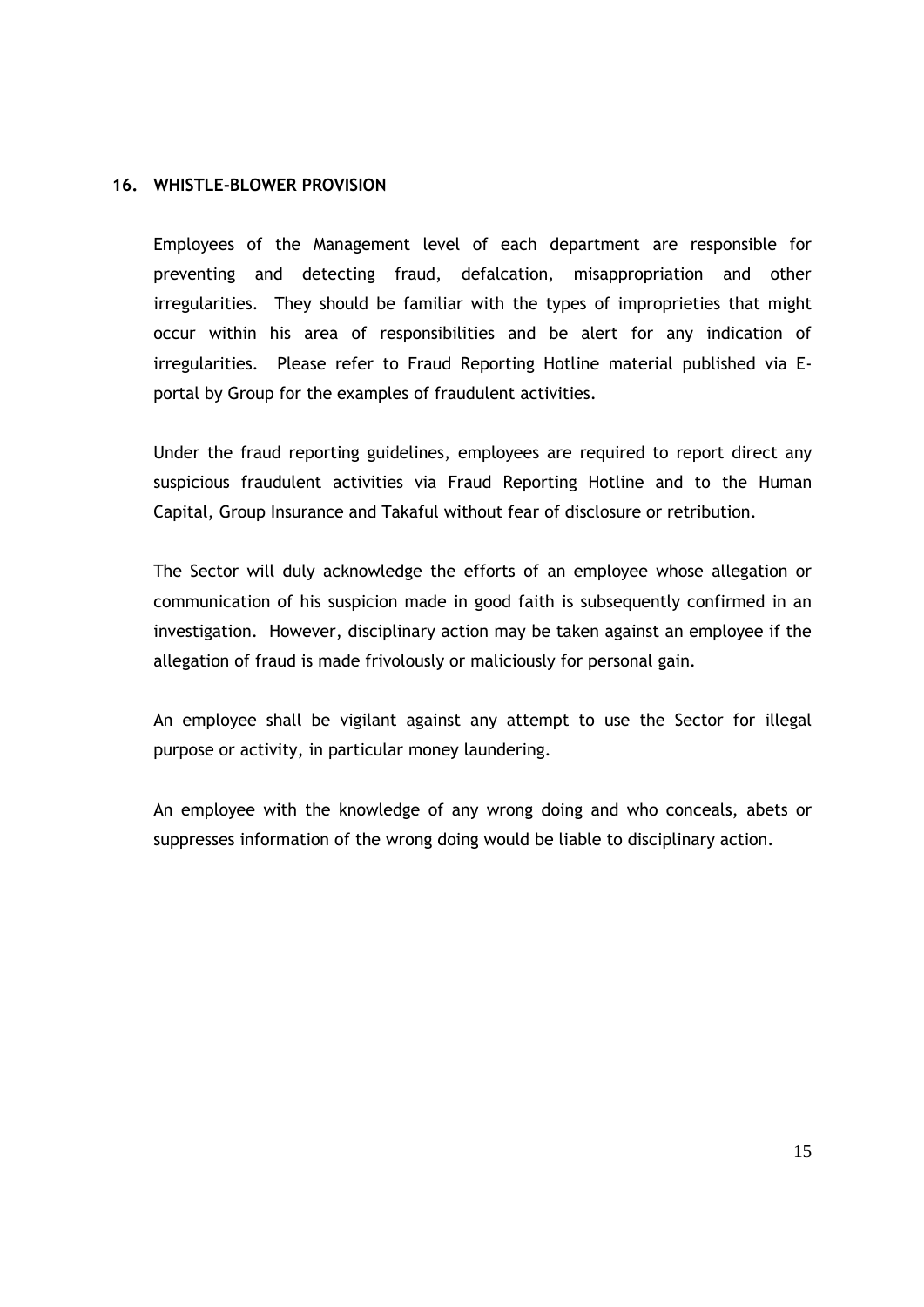## 16. WHISTLE-BLOWER PROVISION

Employees of the Management level of each department are responsible for preventing and detecting fraud, defalcation, misappropriation and other irregularities. They should be familiar with the types of improprieties that might occur within his area of responsibilities and be alert for any indication of irregularities. Please refer to Fraud Reporting Hotline material published via E-portal by Group for the examples of fraudulent activities.

Under the fraud reporting guidelines, employees are required to report direct any suspicious fraudulent activities via Fraud Reporting Hotline and to the Human Capital, Group Insurance and Takaful without fear of disclosure or retribution.

The Sector will duly acknowledge the efforts of an employee whose allegation or communication of his suspicion made in good faith is subsequently confirmed in an investigation. However, disciplinary action may be taken against an employee if the allegation of fraud is made frivolously or maliciously for personal gain.

An employee shall be vigilant against any attempt to use the Sector for illegal purpose or activity, in particular money laundering.

An employee with the knowledge of any wrong doing and who conceals, abets or suppresses information of the wrong doing would be liable to disciplinary action.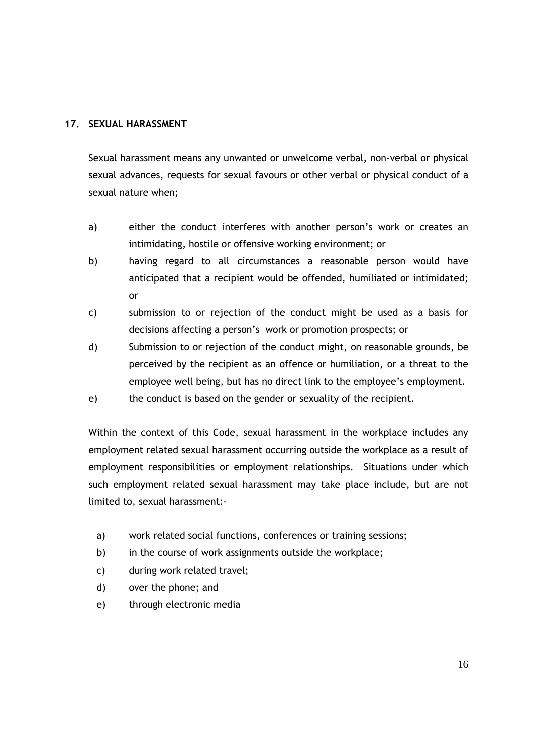## 17. SEXUAL HARASSMENT

Sexual harassment means any unwanted or unwelcome verbal, non-verbal or physical sexual advances, requests for sexual favours or other verbal or physical conduct of a sexual nature when;

a) either the conduct interferes with another person's work or creates an intimidating, hostile or offensive working environment; or

b) having regard to all circumstances a reasonable person would have anticipated that a recipient would be offended, humiliated or intimidated; or

c) submission to or rejection of the conduct might be used as a basis for decisions affecting a person's work or promotion prospects; or

d) Submission to or rejection of the conduct might, on reasonable grounds, be perceived by the recipient as an offence or humiliation, or a threat to the employee well being, but has no direct link to the employee's employment.

e) the conduct is based on the gender or sexuality of the recipient.

Within the context of this Code, sexual harassment in the workplace includes any employment related sexual harassment occurring outside the workplace as a result of employment responsibilities or employment relationships. Situations under which such employment related sexual harassment may take place include, but are not limited to, sexual harassment:-

a) work related social functions, conferences or training sessions;

b) in the course of work assignments outside the workplace;

c) during work related travel;

d) over the phone; and

e) through electronic media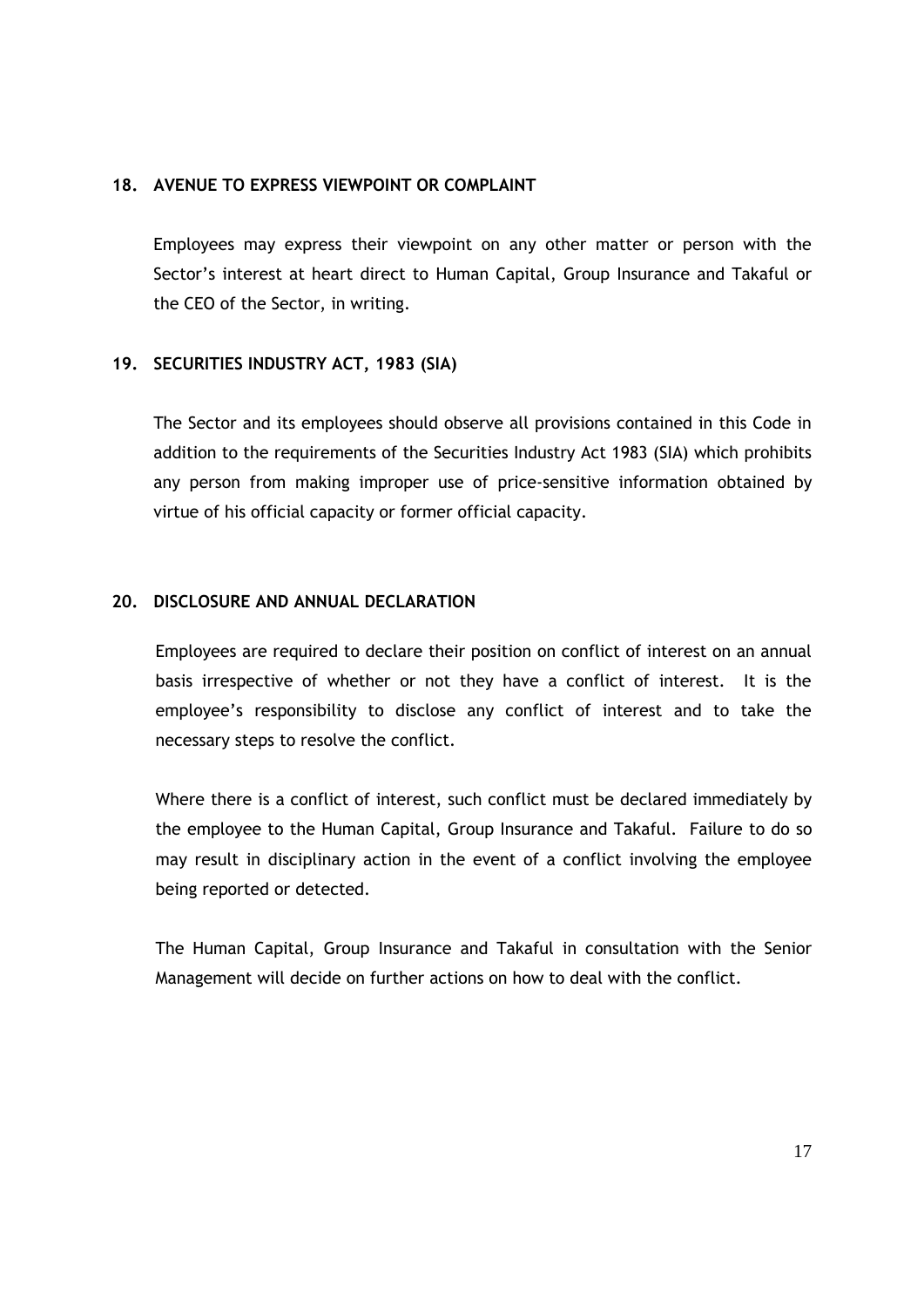## 18. AVENUE TO EXPRESS VIEWPOINT OR COMPLAINT

Employees may express their viewpoint on any other matter or person with the Sector's interest at heart direct to Human Capital, Group Insurance and Takaful or the CEO of the Sector, in writing.

## 19. SECURITIES INDUSTRY ACT, 1983 (SIA)

The Sector and its employees should observe all provisions contained in this Code in addition to the requirements of the Securities Industry Act 1983 (SIA) which prohibits any person from making improper use of price-sensitive information obtained by virtue of his official capacity or former official capacity.

## 20. DISCLOSURE AND ANNUAL DECLARATION

Employees are required to declare their position on conflict of interest on an annual basis irrespective of whether or not they have a conflict of interest. It is the employee's responsibility to disclose any conflict of interest and to take the necessary steps to resolve the conflict.

Where there is a conflict of interest, such conflict must be declared immediately by the employee to the Human Capital, Group Insurance and Takaful. Failure to do so may result in disciplinary action in the event of a conflict involving the employee being reported or detected.

The Human Capital, Group Insurance and Takaful in consultation with the Senior Management will decide on further actions on how to deal with the conflict.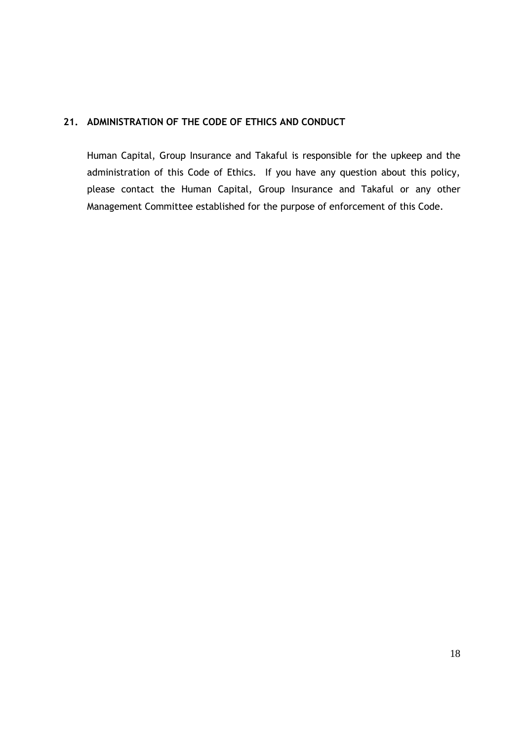## 21. ADMINISTRATION OF THE CODE OF ETHICS AND CONDUCT

Human Capital, Group Insurance and Takaful is responsible for the upkeep and the administration of this Code of Ethics. If you have any question about this policy, please contact the Human Capital, Group Insurance and Takaful or any other Management Committee established for the purpose of enforcement of this Code.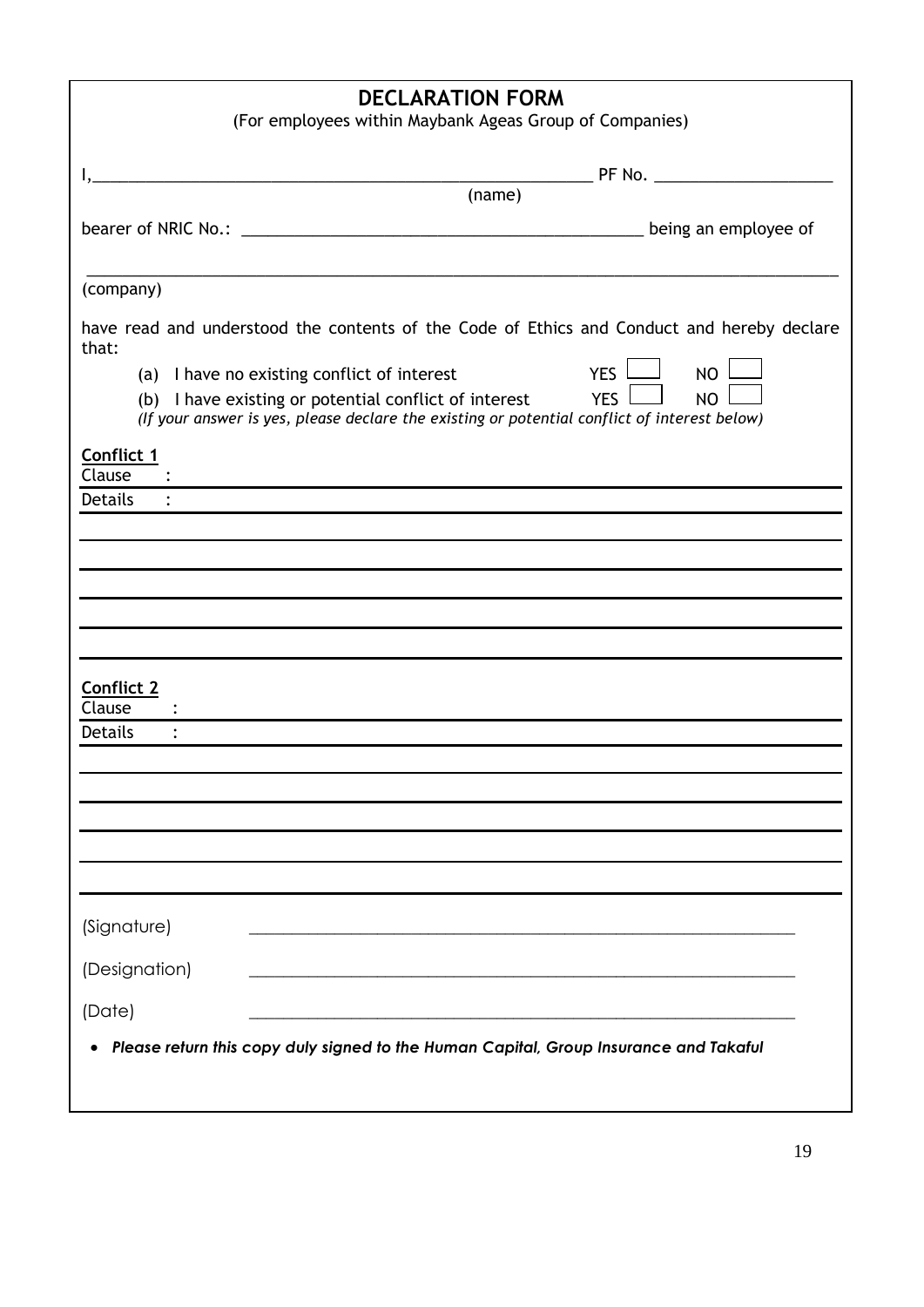# DECLARATION FORM

(For employees within Maybank Ageas Group of Companies)

I,\_\_\_\_\_\_\_\_\_\_\_\_\_\_\_\_\_\_\_\_\_\_\_\_\_\_\_\_\_\_\_\_\_\_\_\_\_\_\_\_\_\_\_\_\_\_\_\_ PF No. \_\_\_\_\_\_\_\_\_\_\_\_\_\_\_\_\_\_\_\_

(name)

bearer of NRIC No.: \_\_\_\_\_\_\_\_\_\_\_\_\_\_\_\_\_\_\_\_\_\_\_\_\_\_\_\_\_\_\_\_\_\_\_\_\_\_\_\_\_\_\_\_ being an employee of

\_\_\_\_\_\_\_\_\_\_\_\_\_\_\_\_\_\_\_\_\_\_\_\_\_\_\_\_\_\_\_\_\_\_\_\_\_\_\_\_\_\_\_\_\_\_\_\_\_\_\_\_\_\_\_\_\_\_\_\_\_\_\_\_\_\_\_\_\_\_\_\_\_\_\_\_

(company)

have read and understood the contents of the Code of Ethics and Conduct and hereby declare that:

(a) I have no existing conflict of interest YES ☐ NO ☐

(b) I have existing or potential conflict of interest YES ☐ NO ☐

*(If your answer is yes, please declare the existing or potential conflict of interest below)*

**Conflict 1**

Clause :

Details :

**Conflict 2**

Clause :

Details :

(Signature) \_\_\_\_\_\_\_\_\_\_\_\_\_\_\_\_\_\_\_\_\_\_\_\_\_\_\_\_\_\_\_\_\_\_\_\_\_\_\_\_\_\_\_\_\_\_\_\_\_\_\_\_\_\_

(Designation) \_\_\_\_\_\_\_\_\_\_\_\_\_\_\_\_\_\_\_\_\_\_\_\_\_\_\_\_\_\_\_\_\_\_\_\_\_\_\_\_\_\_\_\_\_\_\_\_\_\_\_\_\_\_

(Date) \_\_\_\_\_\_\_\_\_\_\_\_\_\_\_\_\_\_\_\_\_\_\_\_\_\_\_\_\_\_\_\_\_\_\_\_\_\_\_\_\_\_\_\_\_\_\_\_\_\_\_\_\_\_

- ***Please return this copy duly signed to the Human Capital, Group Insurance and Takaful***